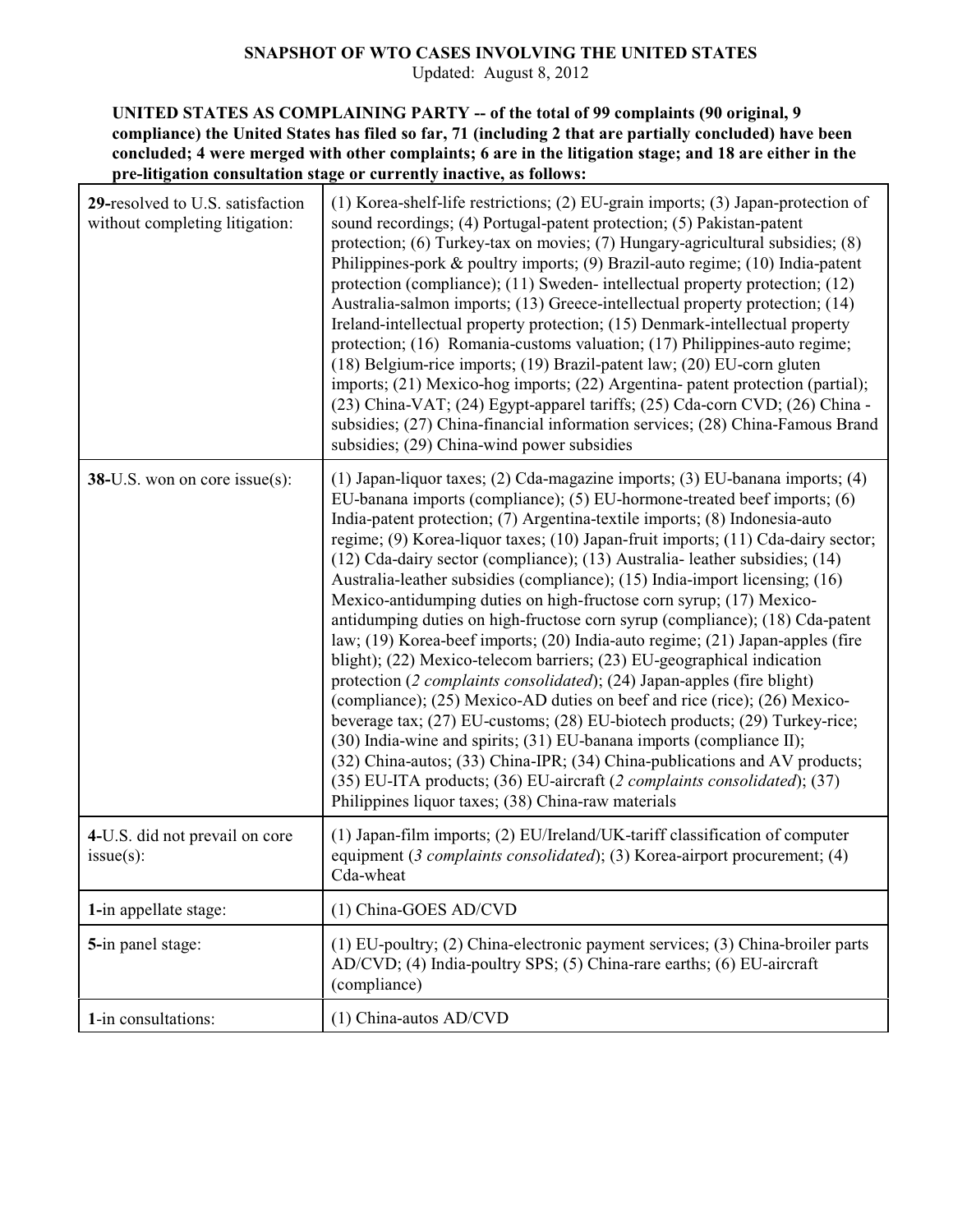**SNAPSHOT OF WTO CASES INVOLVING THE UNITED STATES**

Updated: August 8, 2012

**UNITED STATES AS COMPLAINING PARTY -- of the total of 99 complaints (90 original, 9 compliance) the United States has filed so far, 71 (including 2 that are partially concluded) have been concluded; 4 were merged with other complaints; 6 are in the litigation stage; and 18 are either in the pre-litigation consultation stage or currently inactive, as follows:**

| | |
|---|---|
| **29-**resolved to U.S. satisfaction without completing litigation: | (1) Korea-shelf-life restrictions; (2) EU-grain imports; (3) Japan-protection of sound recordings; (4) Portugal-patent protection; (5) Pakistan-patent protection; (6) Turkey-tax on movies; (7) Hungary-agricultural subsidies; (8) Philippines-pork & poultry imports; (9) Brazil-auto regime; (10) India-patent protection (compliance); (11) Sweden- intellectual property protection; (12) Australia-salmon imports; (13) Greece-intellectual property protection; (14) Ireland-intellectual property protection; (15) Denmark-intellectual property protection; (16) Romania-customs valuation; (17) Philippines-auto regime; (18) Belgium-rice imports; (19) Brazil-patent law; (20) EU-corn gluten imports; (21) Mexico-hog imports; (22) Argentina- patent protection (partial); (23) China-VAT; (24) Egypt-apparel tariffs; (25) Cda-corn CVD; (26) China - subsidies; (27) China-financial information services; (28) China-Famous Brand subsidies; (29) China-wind power subsidies |
| **38-**U.S. won on core issue(s): | (1) Japan-liquor taxes; (2) Cda-magazine imports; (3) EU-banana imports; (4) EU-banana imports (compliance); (5) EU-hormone-treated beef imports; (6) India-patent protection; (7) Argentina-textile imports; (8) Indonesia-auto regime; (9) Korea-liquor taxes; (10) Japan-fruit imports; (11) Cda-dairy sector; (12) Cda-dairy sector (compliance); (13) Australia- leather subsidies; (14) Australia-leather subsidies (compliance); (15) India-import licensing; (16) Mexico-antidumping duties on high-fructose corn syrup; (17) Mexico-antidumping duties on high-fructose corn syrup (compliance); (18) Cda-patent law; (19) Korea-beef imports; (20) India-auto regime; (21) Japan-apples (fire blight); (22) Mexico-telecom barriers; (23) EU-geographical indication protection (*2 complaints consolidated*); (24) Japan-apples (fire blight) (compliance); (25) Mexico-AD duties on beef and rice (rice); (26) Mexico-beverage tax; (27) EU-customs; (28) EU-biotech products; (29) Turkey-rice; (30) India-wine and spirits; (31) EU-banana imports (compliance II); (32) China-autos; (33) China-IPR; (34) China-publications and AV products; (35) EU-ITA products; (36) EU-aircraft (*2 complaints consolidated*); (37) Philippines liquor taxes; (38) China-raw materials |
| **4-**U.S. did not prevail on core issue(s): | (1) Japan-film imports; (2) EU/Ireland/UK-tariff classification of computer equipment (*3 complaints consolidated*); (3) Korea-airport procurement; (4) Cda-wheat |
| **1-**in appellate stage: | (1) China-GOES AD/CVD |
| **5-**in panel stage: | (1) EU-poultry; (2) China-electronic payment services; (3) China-broiler parts AD/CVD; (4) India-poultry SPS; (5) China-rare earths; (6) EU-aircraft (compliance) |
| **1**-in consultations: | (1) China-autos AD/CVD |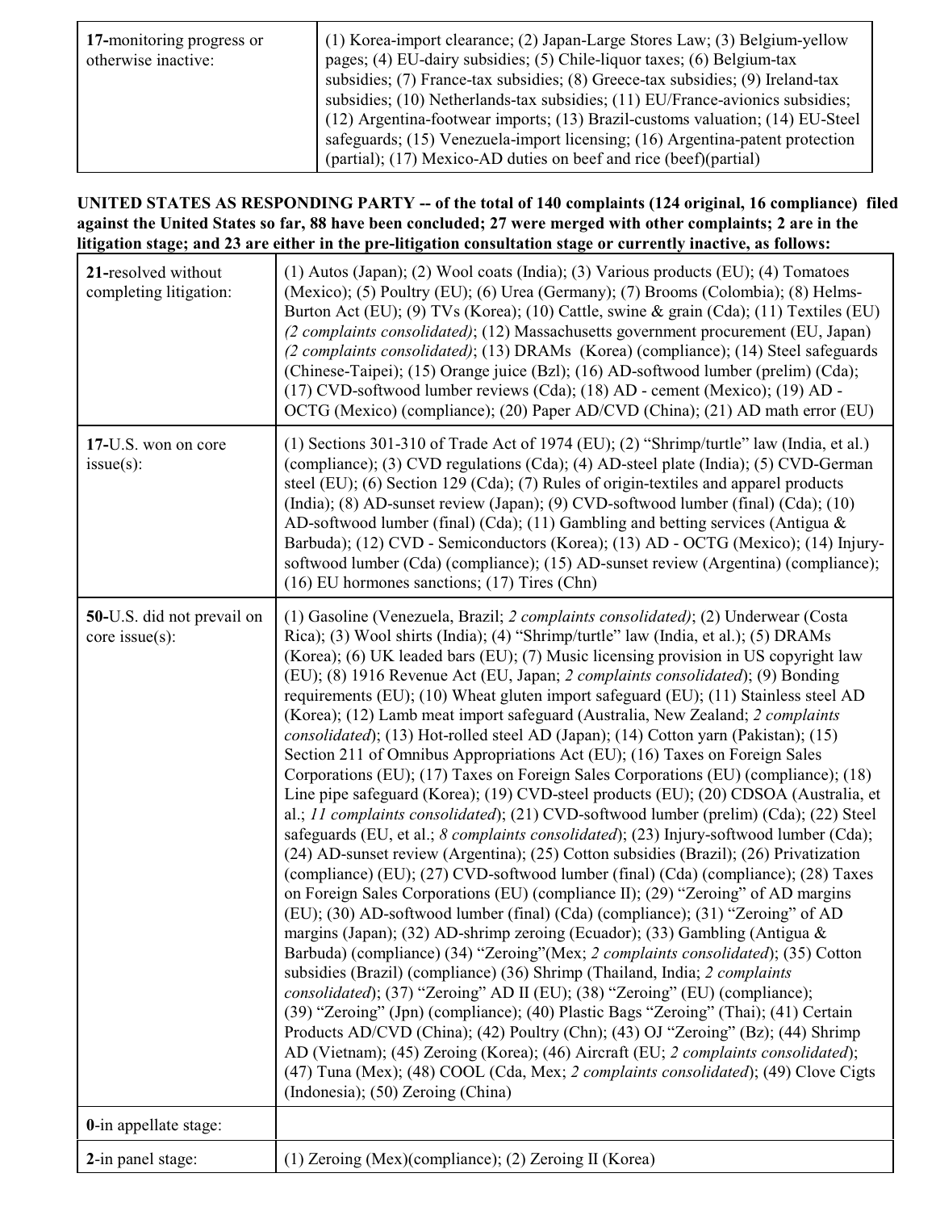| | |
|---|---|
| **17**-monitoring progress or otherwise inactive: | (1) Korea-import clearance; (2) Japan-Large Stores Law; (3) Belgium-yellow pages; (4) EU-dairy subsidies; (5) Chile-liquor taxes; (6) Belgium-tax subsidies; (7) France-tax subsidies; (8) Greece-tax subsidies; (9) Ireland-tax subsidies; (10) Netherlands-tax subsidies; (11) EU/France-avionics subsidies; (12) Argentina-footwear imports; (13) Brazil-customs valuation; (14) EU-Steel safeguards; (15) Venezuela-import licensing; (16) Argentina-patent protection (partial); (17) Mexico-AD duties on beef and rice (beef)(partial) |

**UNITED STATES AS RESPONDING PARTY -- of the total of 140 complaints (124 original, 16 compliance) filed against the United States so far, 88 have been concluded; 27 were merged with other complaints; 2 are in the litigation stage; and 23 are either in the pre-litigation consultation stage or currently inactive, as follows:**

| | |
|---|---|
| **21**-resolved without completing litigation: | (1) Autos (Japan); (2) Wool coats (India); (3) Various products (EU); (4) Tomatoes (Mexico); (5) Poultry (EU); (6) Urea (Germany); (7) Brooms (Colombia); (8) Helms-Burton Act (EU); (9) TVs (Korea); (10) Cattle, swine & grain (Cda); (11) Textiles (EU) *(2 complaints consolidated)*; (12) Massachusetts government procurement (EU, Japan) *(2 complaints consolidated)*; (13) DRAMs (Korea) (compliance); (14) Steel safeguards (Chinese-Taipei); (15) Orange juice (Bzl); (16) AD-softwood lumber (prelim) (Cda); (17) CVD-softwood lumber reviews (Cda); (18) AD - cement (Mexico); (19) AD - OCTG (Mexico) (compliance); (20) Paper AD/CVD (China); (21) AD math error (EU) |
| **17**-U.S. won on core issue(s): | (1) Sections 301-310 of Trade Act of 1974 (EU); (2) "Shrimp/turtle" law (India, et al.) (compliance); (3) CVD regulations (Cda); (4) AD-steel plate (India); (5) CVD-German steel (EU); (6) Section 129 (Cda); (7) Rules of origin-textiles and apparel products (India); (8) AD-sunset review (Japan); (9) CVD-softwood lumber (final) (Cda); (10) AD-softwood lumber (final) (Cda); (11) Gambling and betting services (Antigua & Barbuda); (12) CVD - Semiconductors (Korea); (13) AD - OCTG (Mexico); (14) Injury-softwood lumber (Cda) (compliance); (15) AD-sunset review (Argentina) (compliance); (16) EU hormones sanctions; (17) Tires (Chn) |
| **50**-U.S. did not prevail on core issue(s): | (1) Gasoline (Venezuela, Brazil; *2 complaints consolidated)*; (2) Underwear (Costa Rica); (3) Wool shirts (India); (4) "Shrimp/turtle" law (India, et al.); (5) DRAMs (Korea); (6) UK leaded bars (EU); (7) Music licensing provision in US copyright law (EU); (8) 1916 Revenue Act (EU, Japan; *2 complaints consolidated*); (9) Bonding requirements (EU); (10) Wheat gluten import safeguard (EU); (11) Stainless steel AD (Korea); (12) Lamb meat import safeguard (Australia, New Zealand; *2 complaints consolidated*); (13) Hot-rolled steel AD (Japan); (14) Cotton yarn (Pakistan); (15) Section 211 of Omnibus Appropriations Act (EU); (16) Taxes on Foreign Sales Corporations (EU); (17) Taxes on Foreign Sales Corporations (EU) (compliance); (18) Line pipe safeguard (Korea); (19) CVD-steel products (EU); (20) CDSOA (Australia, et al.; *11 complaints consolidated*); (21) CVD-softwood lumber (prelim) (Cda); (22) Steel safeguards (EU, et al.; *8 complaints consolidated*); (23) Injury-softwood lumber (Cda); (24) AD-sunset review (Argentina); (25) Cotton subsidies (Brazil); (26) Privatization (compliance) (EU); (27) CVD-softwood lumber (final) (Cda) (compliance); (28) Taxes on Foreign Sales Corporations (EU) (compliance II); (29) "Zeroing" of AD margins (EU); (30) AD-softwood lumber (final) (Cda) (compliance); (31) "Zeroing" of AD margins (Japan); (32) AD-shrimp zeroing (Ecuador); (33) Gambling (Antigua & Barbuda) (compliance) (34) "Zeroing"(Mex; *2 complaints consolidated*); (35) Cotton subsidies (Brazil) (compliance) (36) Shrimp (Thailand, India; *2 complaints consolidated*); (37) "Zeroing" AD II (EU); (38) "Zeroing" (EU) (compliance); (39) "Zeroing" (Jpn) (compliance); (40) Plastic Bags "Zeroing" (Thai); (41) Certain Products AD/CVD (China); (42) Poultry (Chn); (43) OJ "Zeroing" (Bz); (44) Shrimp AD (Vietnam); (45) Zeroing (Korea); (46) Aircraft (EU; *2 complaints consolidated*); (47) Tuna (Mex); (48) COOL (Cda, Mex; *2 complaints consolidated*); (49) Clove Cigts (Indonesia); (50) Zeroing (China) |
| **0**-in appellate stage: | |
| **2**-in panel stage: | (1) Zeroing (Mex)(compliance); (2) Zeroing II (Korea) |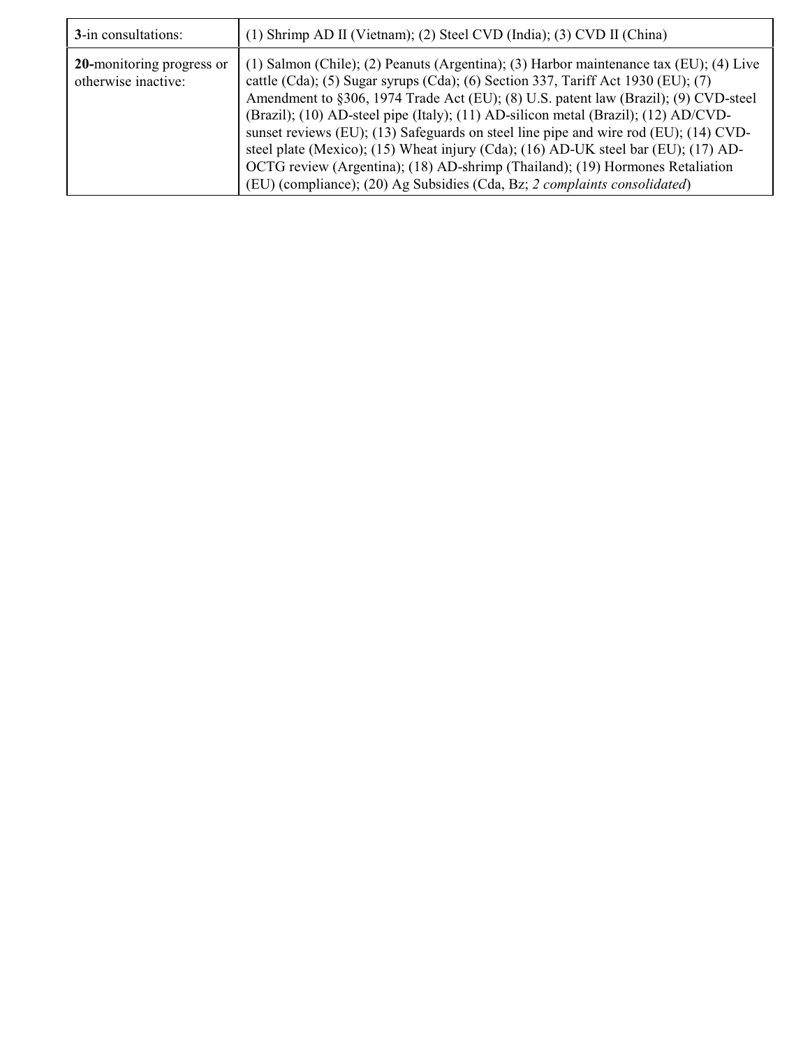| | |
|---|---|
| **3**-in consultations: | (1) Shrimp AD II (Vietnam); (2) Steel CVD (India); (3) CVD II (China) |
| **20-**monitoring progress or otherwise inactive: | (1) Salmon (Chile); (2) Peanuts (Argentina); (3) Harbor maintenance tax (EU); (4) Live cattle (Cda); (5) Sugar syrups (Cda); (6) Section 337, Tariff Act 1930 (EU); (7) Amendment to §306, 1974 Trade Act (EU); (8) U.S. patent law (Brazil); (9) CVD-steel (Brazil); (10) AD-steel pipe (Italy); (11) AD-silicon metal (Brazil); (12) AD/CVD-sunset reviews (EU); (13) Safeguards on steel line pipe and wire rod (EU); (14) CVD-steel plate (Mexico); (15) Wheat injury (Cda); (16) AD-UK steel bar (EU); (17) AD-OCTG review (Argentina); (18) AD-shrimp (Thailand); (19) Hormones Retaliation (EU) (compliance); (20) Ag Subsidies (Cda, Bz; *2 complaints consolidated*) |